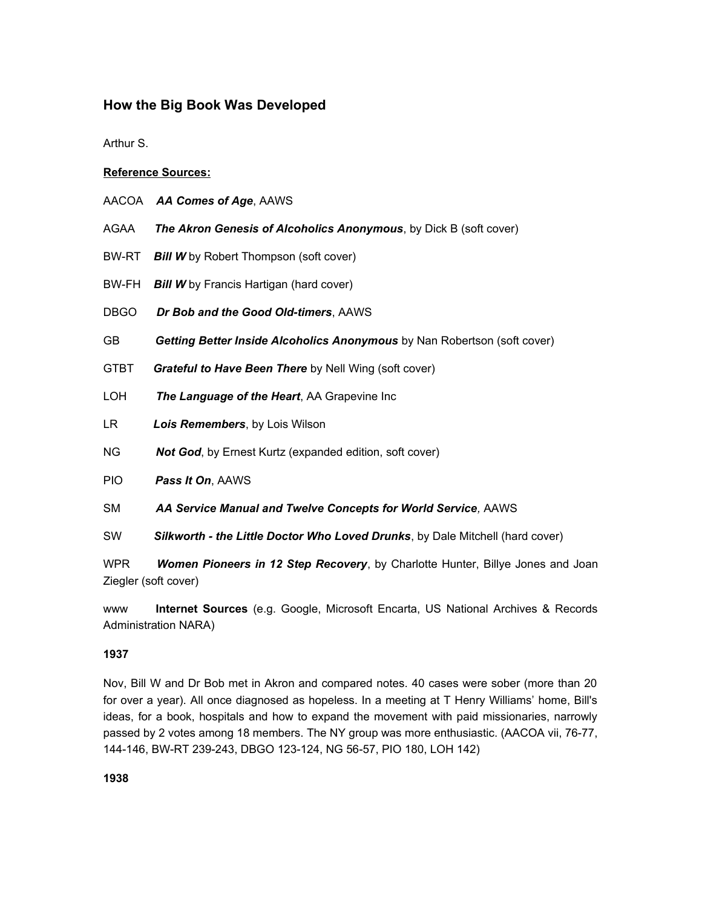## How the Big Book Was Developed

Arthur S.

**Reference Sources:**

AACOA ***AA Comes of Age***, AAWS

AGAA ***The Akron Genesis of Alcoholics Anonymous***, by Dick B (soft cover)

BW-RT ***Bill W*** by Robert Thompson (soft cover)

BW-FH ***Bill W*** by Francis Hartigan (hard cover)

DBGO ***Dr Bob and the Good Old-timers***, AAWS

GB ***Getting Better Inside Alcoholics Anonymous*** by Nan Robertson (soft cover)

GTBT ***Grateful to Have Been There*** by Nell Wing (soft cover)

LOH ***The Language of the Heart***, AA Grapevine Inc

LR ***Lois Remembers***, by Lois Wilson

NG ***Not God***, by Ernest Kurtz (expanded edition, soft cover)

PIO ***Pass It On***, AAWS

SM ***AA Service Manual and Twelve Concepts for World Service,*** AAWS

SW ***Silkworth - the Little Doctor Who Loved Drunks***, by Dale Mitchell (hard cover)

WPR ***Women Pioneers in 12 Step Recovery***, by Charlotte Hunter, Billye Jones and Joan Ziegler (soft cover)

www **Internet Sources** (e.g. Google, Microsoft Encarta, US National Archives & Records Administration NARA)

**1937**

Nov, Bill W and Dr Bob met in Akron and compared notes. 40 cases were sober (more than 20 for over a year). All once diagnosed as hopeless. In a meeting at T Henry Williams' home, Bill's ideas, for a book, hospitals and how to expand the movement with paid missionaries, narrowly passed by 2 votes among 18 members. The NY group was more enthusiastic. (AACOA vii, 76-77, 144-146, BW-RT 239-243, DBGO 123-124, NG 56-57, PIO 180, LOH 142)

**1938**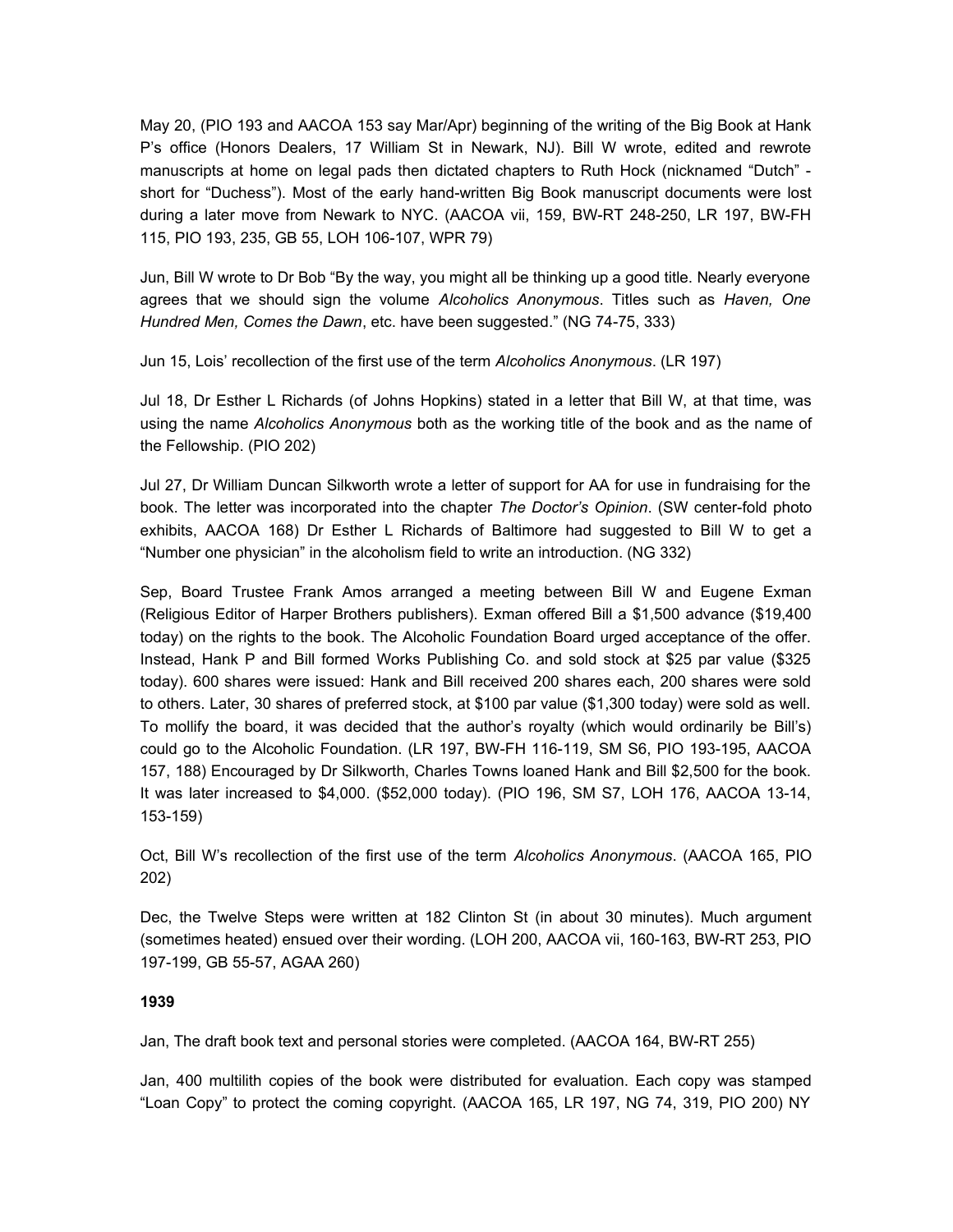May 20, (PIO 193 and AACOA 153 say Mar/Apr) beginning of the writing of the Big Book at Hank P's office (Honors Dealers, 17 William St in Newark, NJ). Bill W wrote, edited and rewrote manuscripts at home on legal pads then dictated chapters to Ruth Hock (nicknamed "Dutch" - short for "Duchess"). Most of the early hand-written Big Book manuscript documents were lost during a later move from Newark to NYC. (AACOA vii, 159, BW-RT 248-250, LR 197, BW-FH 115, PIO 193, 235, GB 55, LOH 106-107, WPR 79)

Jun, Bill W wrote to Dr Bob "By the way, you might all be thinking up a good title. Nearly everyone agrees that we should sign the volume *Alcoholics Anonymous*. Titles such as *Haven, One Hundred Men, Comes the Dawn*, etc. have been suggested." (NG 74-75, 333)

Jun 15, Lois' recollection of the first use of the term *Alcoholics Anonymous*. (LR 197)

Jul 18, Dr Esther L Richards (of Johns Hopkins) stated in a letter that Bill W, at that time, was using the name *Alcoholics Anonymous* both as the working title of the book and as the name of the Fellowship. (PIO 202)

Jul 27, Dr William Duncan Silkworth wrote a letter of support for AA for use in fundraising for the book. The letter was incorporated into the chapter *The Doctor's Opinion*. (SW center-fold photo exhibits, AACOA 168) Dr Esther L Richards of Baltimore had suggested to Bill W to get a "Number one physician" in the alcoholism field to write an introduction. (NG 332)

Sep, Board Trustee Frank Amos arranged a meeting between Bill W and Eugene Exman (Religious Editor of Harper Brothers publishers). Exman offered Bill a $1,500 advance ($19,400 today) on the rights to the book. The Alcoholic Foundation Board urged acceptance of the offer. Instead, Hank P and Bill formed Works Publishing Co. and sold stock at $25 par value ($325 today). 600 shares were issued: Hank and Bill received 200 shares each, 200 shares were sold to others. Later, 30 shares of preferred stock, at $100 par value ($1,300 today) were sold as well. To mollify the board, it was decided that the author's royalty (which would ordinarily be Bill's) could go to the Alcoholic Foundation. (LR 197, BW-FH 116-119, SM S6, PIO 193-195, AACOA 157, 188) Encouraged by Dr Silkworth, Charles Towns loaned Hank and Bill $2,500 for the book. It was later increased to $4,000. ($52,000 today). (PIO 196, SM S7, LOH 176, AACOA 13-14, 153-159)

Oct, Bill W's recollection of the first use of the term *Alcoholics Anonymous*. (AACOA 165, PIO 202)

Dec, the Twelve Steps were written at 182 Clinton St (in about 30 minutes). Much argument (sometimes heated) ensued over their wording. (LOH 200, AACOA vii, 160-163, BW-RT 253, PIO 197-199, GB 55-57, AGAA 260)

**1939**

Jan, The draft book text and personal stories were completed. (AACOA 164, BW-RT 255)

Jan, 400 multilith copies of the book were distributed for evaluation. Each copy was stamped "Loan Copy" to protect the coming copyright. (AACOA 165, LR 197, NG 74, 319, PIO 200) NY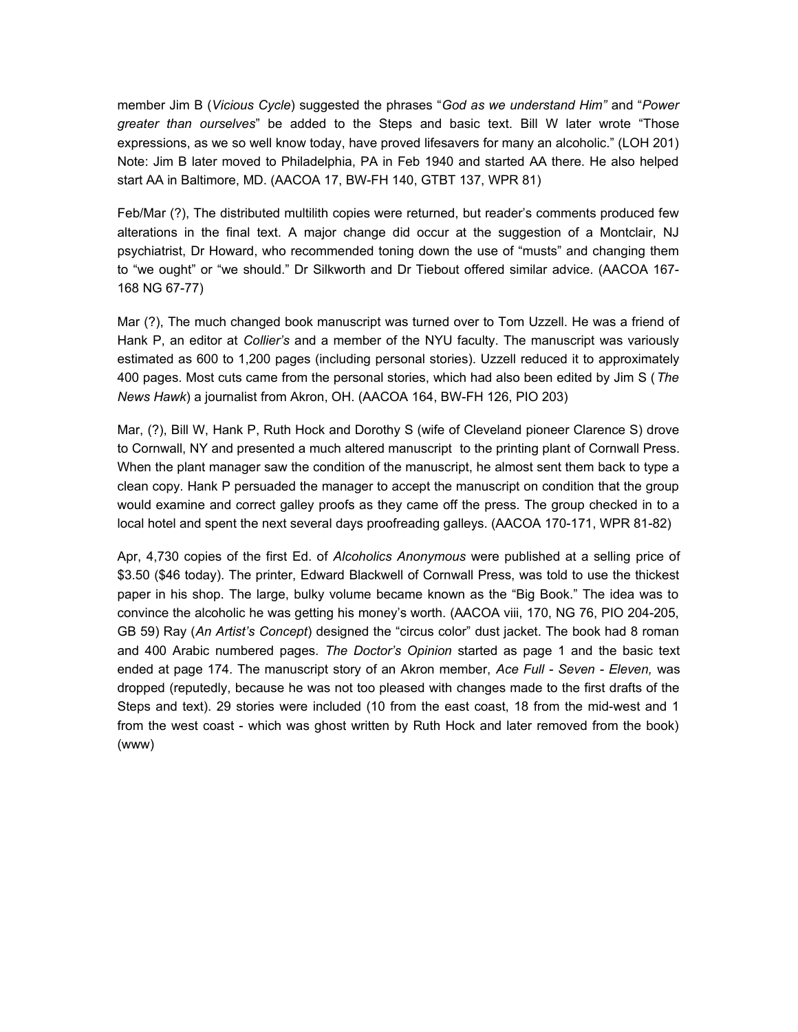member Jim B (*Vicious Cycle*) suggested the phrases "*God as we understand Him"* and "*Power greater than ourselves*" be added to the Steps and basic text. Bill W later wrote "Those expressions, as we so well know today, have proved lifesavers for many an alcoholic." (LOH 201) Note: Jim B later moved to Philadelphia, PA in Feb 1940 and started AA there. He also helped start AA in Baltimore, MD. (AACOA 17, BW-FH 140, GTBT 137, WPR 81)

Feb/Mar (?), The distributed multilith copies were returned, but reader's comments produced few alterations in the final text. A major change did occur at the suggestion of a Montclair, NJ psychiatrist, Dr Howard, who recommended toning down the use of "musts" and changing them to "we ought" or "we should." Dr Silkworth and Dr Tiebout offered similar advice. (AACOA 167-168 NG 67-77)

Mar (?), The much changed book manuscript was turned over to Tom Uzzell. He was a friend of Hank P, an editor at *Collier's* and a member of the NYU faculty. The manuscript was variously estimated as 600 to 1,200 pages (including personal stories). Uzzell reduced it to approximately 400 pages. Most cuts came from the personal stories, which had also been edited by Jim S (*The News Hawk*) a journalist from Akron, OH. (AACOA 164, BW-FH 126, PIO 203)

Mar, (?), Bill W, Hank P, Ruth Hock and Dorothy S (wife of Cleveland pioneer Clarence S) drove to Cornwall, NY and presented a much altered manuscript to the printing plant of Cornwall Press. When the plant manager saw the condition of the manuscript, he almost sent them back to type a clean copy. Hank P persuaded the manager to accept the manuscript on condition that the group would examine and correct galley proofs as they came off the press. The group checked in to a local hotel and spent the next several days proofreading galleys. (AACOA 170-171, WPR 81-82)

Apr, 4,730 copies of the first Ed. of *Alcoholics Anonymous* were published at a selling price of $3.50 ($46 today). The printer, Edward Blackwell of Cornwall Press, was told to use the thickest paper in his shop. The large, bulky volume became known as the "Big Book." The idea was to convince the alcoholic he was getting his money's worth. (AACOA viii, 170, NG 76, PIO 204-205, GB 59) Ray (*An Artist's Concept*) designed the "circus color" dust jacket. The book had 8 roman and 400 Arabic numbered pages. *The Doctor's Opinion* started as page 1 and the basic text ended at page 174. The manuscript story of an Akron member, *Ace Full - Seven - Eleven,* was dropped (reputedly, because he was not too pleased with changes made to the first drafts of the Steps and text). 29 stories were included (10 from the east coast, 18 from the mid-west and 1 from the west coast - which was ghost written by Ruth Hock and later removed from the book) (www)